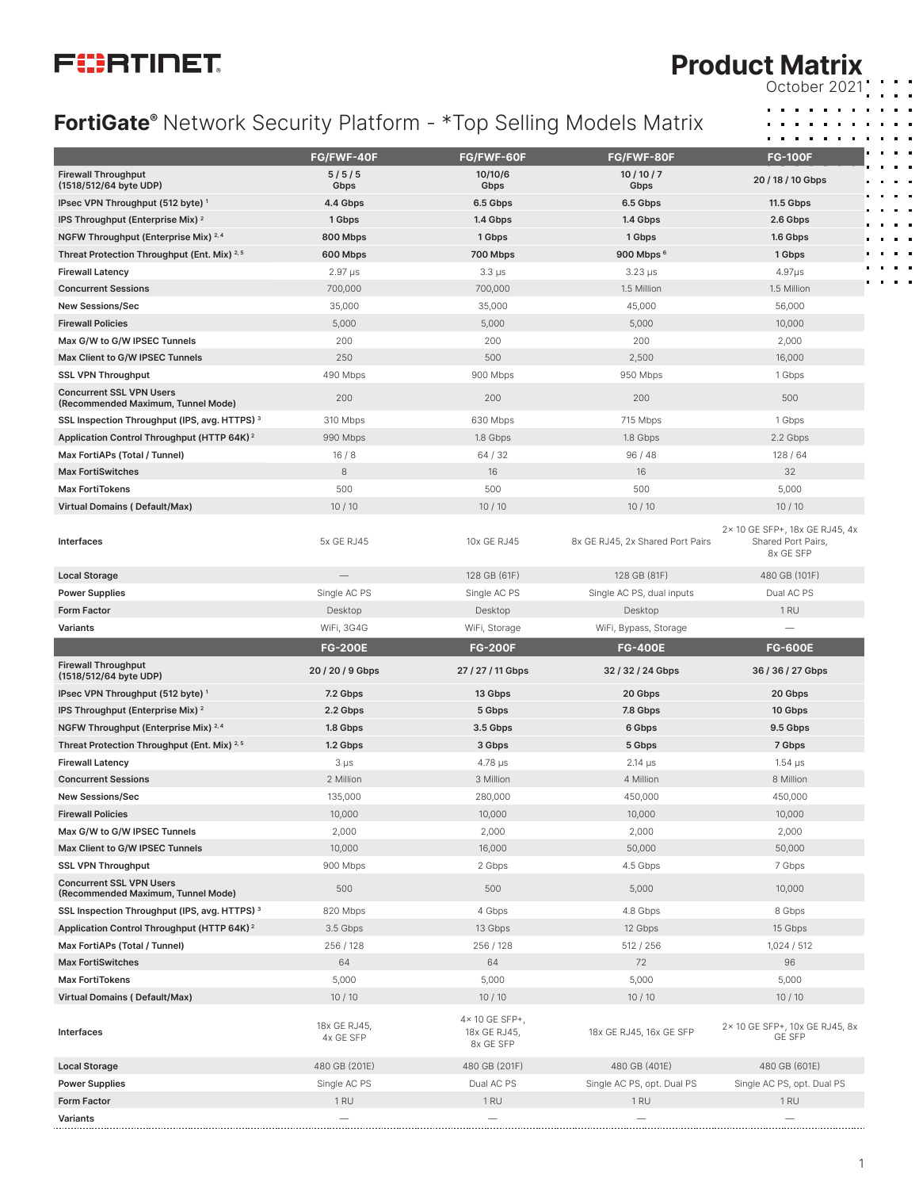# FORTINET

# Product Matrix

October 2021

## FortiGate® Network Security Platform - *Top Selling Models Matrix

| | FG/FWF-40F | FG/FWF-60F | FG/FWF-80F | FG-100F |
|---|---|---|---|---|
| **Firewall Throughput (1518/512/64 byte UDP)** | **5 / 5 / 5 Gbps** | **10/10/6 Gbps** | **10 / 10 / 7 Gbps** | **20 / 18 / 10 Gbps** |
| **IPsec VPN Throughput (512 byte)** [1] | **4.4 Gbps** | **6.5 Gbps** | **6.5 Gbps** | **11.5 Gbps** |
| **IPS Throughput (Enterprise Mix)** [2] | **1 Gbps** | **1.4 Gbps** | **1.4 Gbps** | **2.6 Gbps** |
| **NGFW Throughput (Enterprise Mix)** [2, 4] | **800 Mbps** | **1 Gbps** | **1 Gbps** | **1.6 Gbps** |
| **Threat Protection Throughput (Ent. Mix)** [2, 5] | **600 Mbps** | **700 Mbps** | **900 Mbps** [6] | **1 Gbps** |
| **Firewall Latency** | 2.97 μs | 3.3 μs | 3.23 μs | 4.97μs |
| **Concurrent Sessions** | 700,000 | 700,000 | 1.5 Million | 1.5 Million |
| **New Sessions/Sec** | 35,000 | 35,000 | 45,000 | 56,000 |
| **Firewall Policies** | 5,000 | 5,000 | 5,000 | 10,000 |
| **Max G/W to G/W IPSEC Tunnels** | 200 | 200 | 200 | 2,000 |
| **Max Client to G/W IPSEC Tunnels** | 250 | 500 | 2,500 | 16,000 |
| **SSL VPN Throughput** | 490 Mbps | 900 Mbps | 950 Mbps | 1 Gbps |
| **Concurrent SSL VPN Users (Recommended Maximum, Tunnel Mode)** | 200 | 200 | 200 | 500 |
| **SSL Inspection Throughput (IPS, avg. HTTPS)** [3] | 310 Mbps | 630 Mbps | 715 Mbps | 1 Gbps |
| **Application Control Throughput (HTTP 64K)** [2] | 990 Mbps | 1.8 Gbps | 1.8 Gbps | 2.2 Gbps |
| **Max FortiAPs (Total / Tunnel)** | 16 / 8 | 64 / 32 | 96 / 48 | 128 / 64 |
| **Max FortiSwitches** | 8 | 16 | 16 | 32 |
| **Max FortiTokens** | 500 | 500 | 500 | 5,000 |
| **Virtual Domains ( Default/Max)** | 10 / 10 | 10 / 10 | 10 / 10 | 10 / 10 |
| **Interfaces** | 5x GE RJ45 | 10x GE RJ45 | 8x GE RJ45, 2x Shared Port Pairs | 2× 10 GE SFP+, 18x GE RJ45, 4x Shared Port Pairs, 8x GE SFP |
| **Local Storage** | — | 128 GB (61F) | 128 GB (81F) | 480 GB (101F) |
| **Power Supplies** | Single AC PS | Single AC PS | Single AC PS, dual inputs | Dual AC PS |
| **Form Factor** | Desktop | Desktop | Desktop | 1 RU |
| **Variants** | WiFi, 3G4G | WiFi, Storage | WiFi, Bypass, Storage | — |

| | FG-200E | FG-200F | FG-400E | FG-600E |
|---|---|---|---|---|
| **Firewall Throughput (1518/512/64 byte UDP)** | **20 / 20 / 9 Gbps** | **27 / 27 / 11 Gbps** | **32 / 32 / 24 Gbps** | **36 / 36 / 27 Gbps** |
| **IPsec VPN Throughput (512 byte)** [1] | **7.2 Gbps** | **13 Gbps** | **20 Gbps** | **20 Gbps** |
| **IPS Throughput (Enterprise Mix)** [2] | **2.2 Gbps** | **5 Gbps** | **7.8 Gbps** | **10 Gbps** |
| **NGFW Throughput (Enterprise Mix)** [2, 4] | **1.8 Gbps** | **3.5 Gbps** | **6 Gbps** | **9.5 Gbps** |
| **Threat Protection Throughput (Ent. Mix)** [2, 5] | **1.2 Gbps** | **3 Gbps** | **5 Gbps** | **7 Gbps** |
| **Firewall Latency** | 3 μs | 4.78 μs | 2.14 μs | 1.54 μs |
| **Concurrent Sessions** | 2 Million | 3 Million | 4 Million | 8 Million |
| **New Sessions/Sec** | 135,000 | 280,000 | 450,000 | 450,000 |
| **Firewall Policies** | 10,000 | 10,000 | 10,000 | 10,000 |
| **Max G/W to G/W IPSEC Tunnels** | 2,000 | 2,000 | 2,000 | 2,000 |
| **Max Client to G/W IPSEC Tunnels** | 10,000 | 16,000 | 50,000 | 50,000 |
| **SSL VPN Throughput** | 900 Mbps | 2 Gbps | 4.5 Gbps | 7 Gbps |
| **Concurrent SSL VPN Users (Recommended Maximum, Tunnel Mode)** | 500 | 500 | 5,000 | 10,000 |
| **SSL Inspection Throughput (IPS, avg. HTTPS)** [3] | 820 Mbps | 4 Gbps | 4.8 Gbps | 8 Gbps |
| **Application Control Throughput (HTTP 64K)** [2] | 3.5 Gbps | 13 Gbps | 12 Gbps | 15 Gbps |
| **Max FortiAPs (Total / Tunnel)** | 256 / 128 | 256 / 128 | 512 / 256 | 1,024 / 512 |
| **Max FortiSwitches** | 64 | 64 | 72 | 96 |
| **Max FortiTokens** | 5,000 | 5,000 | 5,000 | 5,000 |
| **Virtual Domains ( Default/Max)** | 10 / 10 | 10 / 10 | 10 / 10 | 10 / 10 |
| **Interfaces** | 18x GE RJ45, 4x GE SFP | 4× 10 GE SFP+, 18x GE RJ45, 8x GE SFP | 18x GE RJ45, 16x GE SFP | 2× 10 GE SFP+, 10x GE RJ45, 8x GE SFP |
| **Local Storage** | 480 GB (201E) | 480 GB (201F) | 480 GB (401E) | 480 GB (601E) |
| **Power Supplies** | Single AC PS | Dual AC PS | Single AC PS, opt. Dual PS | Single AC PS, opt. Dual PS |
| **Form Factor** | 1 RU | 1 RU | 1 RU | 1 RU |
| **Variants** | — | — | — | — |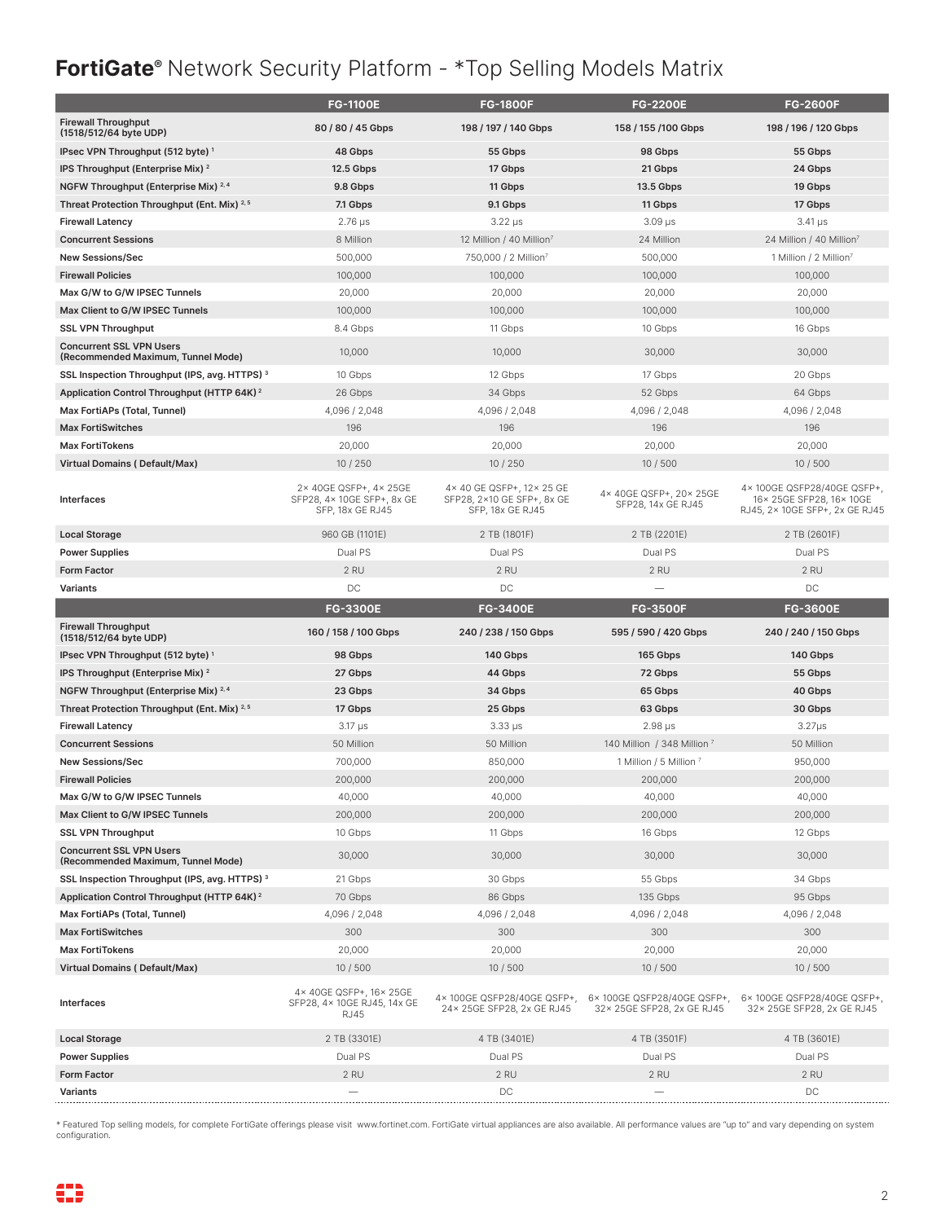# FortiGate® Network Security Platform - *Top Selling Models Matrix

| | FG-1100E | FG-1800F | FG-2200E | FG-2600F |
|---|---|---|---|---|
| **Firewall Throughput (1518/512/64 byte UDP)** | **80 / 80 / 45 Gbps** | **198 / 197 / 140 Gbps** | **158 / 155 /100 Gbps** | **198 / 196 / 120 Gbps** |
| **IPsec VPN Throughput (512 byte)** [1] | **48 Gbps** | **55 Gbps** | **98 Gbps** | **55 Gbps** |
| **IPS Throughput (Enterprise Mix)** [2] | **12.5 Gbps** | **17 Gbps** | **21 Gbps** | **24 Gbps** |
| **NGFW Throughput (Enterprise Mix)** [2, 4] | **9.8 Gbps** | **11 Gbps** | **13.5 Gbps** | **19 Gbps** |
| **Threat Protection Throughput (Ent. Mix)** [2, 5] | **7.1 Gbps** | **9.1 Gbps** | **11 Gbps** | **17 Gbps** |
| **Firewall Latency** | 2.76 μs | 3.22 μs | 3.09 μs | 3.41 μs |
| **Concurrent Sessions** | 8 Million | 12 Million / 40 Million[7] | 24 Million | 24 Million / 40 Million[7] |
| **New Sessions/Sec** | 500,000 | 750,000 / 2 Million[7] | 500,000 | 1 Million / 2 Million[7] |
| **Firewall Policies** | 100,000 | 100,000 | 100,000 | 100,000 |
| **Max G/W to G/W IPSEC Tunnels** | 20,000 | 20,000 | 20,000 | 20,000 |
| **Max Client to G/W IPSEC Tunnels** | 100,000 | 100,000 | 100,000 | 100,000 |
| **SSL VPN Throughput** | 8.4 Gbps | 11 Gbps | 10 Gbps | 16 Gbps |
| **Concurrent SSL VPN Users (Recommended Maximum, Tunnel Mode)** | 10,000 | 10,000 | 30,000 | 30,000 |
| **SSL Inspection Throughput (IPS, avg. HTTPS)** [3] | 10 Gbps | 12 Gbps | 17 Gbps | 20 Gbps |
| **Application Control Throughput (HTTP 64K)** [2] | 26 Gbps | 34 Gbps | 52 Gbps | 64 Gbps |
| **Max FortiAPs (Total, Tunnel)** | 4,096 / 2,048 | 4,096 / 2,048 | 4,096 / 2,048 | 4,096 / 2,048 |
| **Max FortiSwitches** | 196 | 196 | 196 | 196 |
| **Max FortiTokens** | 20,000 | 20,000 | 20,000 | 20,000 |
| **Virtual Domains ( Default/Max)** | 10 / 250 | 10 / 250 | 10 / 500 | 10 / 500 |
| **Interfaces** | 2× 40GE QSFP+, 4× 25GE SFP28, 4× 10GE SFP+, 8x GE SFP, 18x GE RJ45 | 4× 40 GE QSFP+, 12× 25 GE SFP28, 2×10 GE SFP+, 8x GE SFP, 18x GE RJ45 | 4× 40GE QSFP+, 20× 25GE SFP28, 14x GE RJ45 | 4× 100GE QSFP28/40GE QSFP+, 16× 25GE SFP28, 16× 10GE RJ45, 2× 10GE SFP+, 2x GE RJ45 |
| **Local Storage** | 960 GB (1101E) | 2 TB (1801F) | 2 TB (2201E) | 2 TB (2601F) |
| **Power Supplies** | Dual PS | Dual PS | Dual PS | Dual PS |
| **Form Factor** | 2 RU | 2 RU | 2 RU | 2 RU |
| **Variants** | DC | DC | — | DC |

| | FG-3300E | FG-3400E | FG-3500F | FG-3600E |
|---|---|---|---|---|
| **Firewall Throughput (1518/512/64 byte UDP)** | **160 / 158 / 100 Gbps** | **240 / 238 / 150 Gbps** | **595 / 590 / 420 Gbps** | **240 / 240 / 150 Gbps** |
| **IPsec VPN Throughput (512 byte)** [1] | **98 Gbps** | **140 Gbps** | **165 Gbps** | **140 Gbps** |
| **IPS Throughput (Enterprise Mix)** [2] | **27 Gbps** | **44 Gbps** | **72 Gbps** | **55 Gbps** |
| **NGFW Throughput (Enterprise Mix)** [2, 4] | **23 Gbps** | **34 Gbps** | **65 Gbps** | **40 Gbps** |
| **Threat Protection Throughput (Ent. Mix)** [2, 5] | **17 Gbps** | **25 Gbps** | **63 Gbps** | **30 Gbps** |
| **Firewall Latency** | 3.17 μs | 3.33 μs | 2.98 μs | 3.27μs |
| **Concurrent Sessions** | 50 Million | 50 Million | 140 Million / 348 Million [7] | 50 Million |
| **New Sessions/Sec** | 700,000 | 850,000 | 1 Million / 5 Million [7] | 950,000 |
| **Firewall Policies** | 200,000 | 200,000 | 200,000 | 200,000 |
| **Max G/W to G/W IPSEC Tunnels** | 40,000 | 40,000 | 40,000 | 40,000 |
| **Max Client to G/W IPSEC Tunnels** | 200,000 | 200,000 | 200,000 | 200,000 |
| **SSL VPN Throughput** | 10 Gbps | 11 Gbps | 16 Gbps | 12 Gbps |
| **Concurrent SSL VPN Users (Recommended Maximum, Tunnel Mode)** | 30,000 | 30,000 | 30,000 | 30,000 |
| **SSL Inspection Throughput (IPS, avg. HTTPS)** [3] | 21 Gbps | 30 Gbps | 55 Gbps | 34 Gbps |
| **Application Control Throughput (HTTP 64K)** [2] | 70 Gbps | 86 Gbps | 135 Gbps | 95 Gbps |
| **Max FortiAPs (Total, Tunnel)** | 4,096 / 2,048 | 4,096 / 2,048 | 4,096 / 2,048 | 4,096 / 2,048 |
| **Max FortiSwitches** | 300 | 300 | 300 | 300 |
| **Max FortiTokens** | 20,000 | 20,000 | 20,000 | 20,000 |
| **Virtual Domains ( Default/Max)** | 10 / 500 | 10 / 500 | 10 / 500 | 10 / 500 |
| **Interfaces** | 4× 40GE QSFP+, 16× 25GE SFP28, 4× 10GE RJ45, 14x GE RJ45 | 4× 100GE QSFP28/40GE QSFP+, 24× 25GE SFP28, 2x GE RJ45 | 6× 100GE QSFP28/40GE QSFP+, 32× 25GE SFP28, 2x GE RJ45 | 6× 100GE QSFP28/40GE QSFP+, 32× 25GE SFP28, 2x GE RJ45 |
| **Local Storage** | 2 TB (3301E) | 4 TB (3401E) | 4 TB (3501F) | 4 TB (3601E) |
| **Power Supplies** | Dual PS | Dual PS | Dual PS | Dual PS |
| **Form Factor** | 2 RU | 2 RU | 2 RU | 2 RU |
| **Variants** | — | DC | — | DC |

* Featured Top selling models, for complete FortiGate offerings please visit www.fortinet.com. FortiGate virtual appliances are also available. All performance values are "up to" and vary depending on system configuration.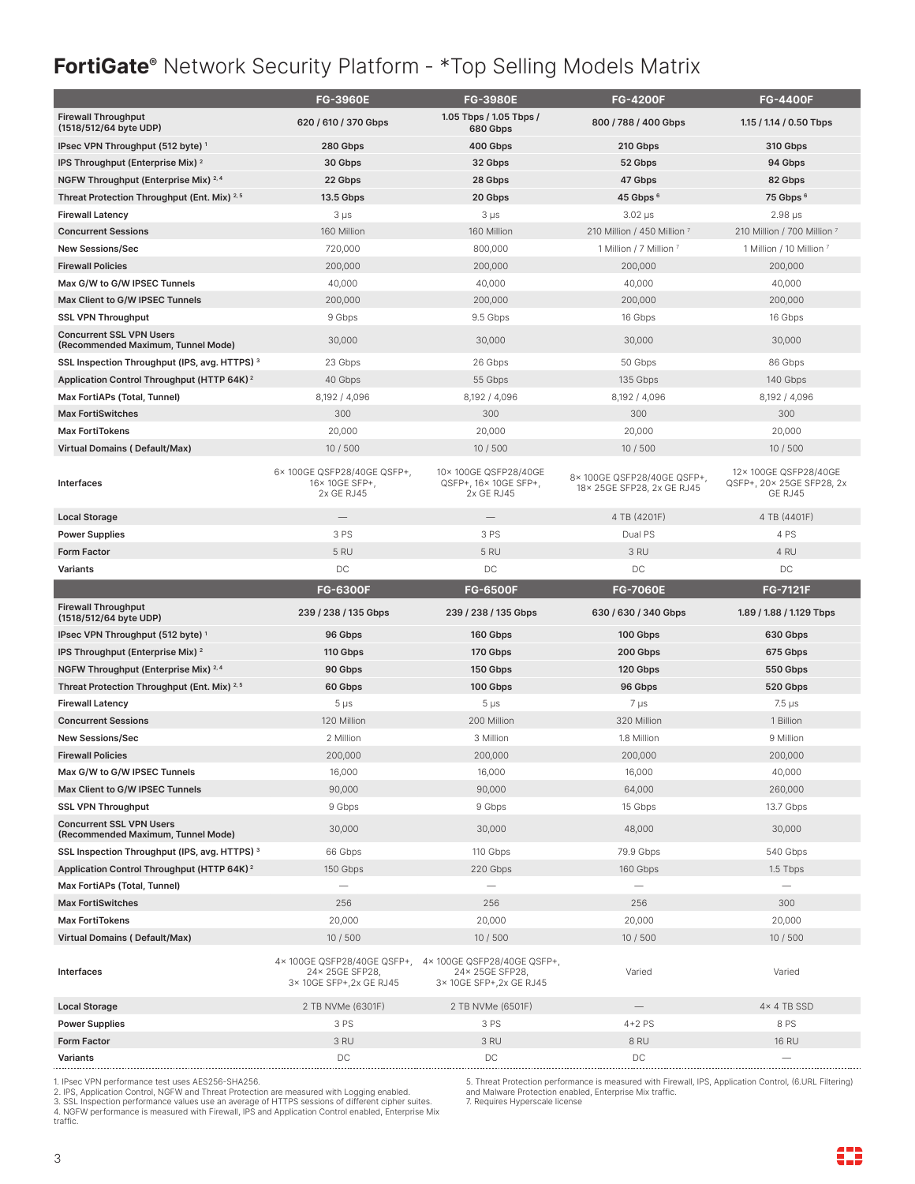# **FortiGate®** Network Security Platform - *Top Selling Models Matrix

| | FG-3960E | FG-3980E | FG-4200F | FG-4400F |
|---|---|---|---|---|
| **Firewall Throughput (1518/512/64 byte UDP)** | **620 / 610 / 370 Gbps** | **1.05 Tbps / 1.05 Tbps / 680 Gbps** | **800 / 788 / 400 Gbps** | **1.15 / 1.14 / 0.50 Tbps** |
| **IPsec VPN Throughput (512 byte)** [1] | **280 Gbps** | **400 Gbps** | **210 Gbps** | **310 Gbps** |
| **IPS Throughput (Enterprise Mix)** [2] | **30 Gbps** | **32 Gbps** | **52 Gbps** | **94 Gbps** |
| **NGFW Throughput (Enterprise Mix)** [2, 4] | **22 Gbps** | **28 Gbps** | **47 Gbps** | **82 Gbps** |
| **Threat Protection Throughput (Ent. Mix)** [2, 5] | **13.5 Gbps** | **20 Gbps** | **45 Gbps** [6] | **75 Gbps** [6] |
| **Firewall Latency** | 3 μs | 3 μs | 3.02 μs | 2.98 μs |
| **Concurrent Sessions** | 160 Million | 160 Million | 210 Million / 450 Million [7] | 210 Million / 700 Million [7] |
| **New Sessions/Sec** | 720,000 | 800,000 | 1 Million / 7 Million [7] | 1 Million / 10 Million [7] |
| **Firewall Policies** | 200,000 | 200,000 | 200,000 | 200,000 |
| **Max G/W to G/W IPSEC Tunnels** | 40,000 | 40,000 | 40,000 | 40,000 |
| **Max Client to G/W IPSEC Tunnels** | 200,000 | 200,000 | 200,000 | 200,000 |
| **SSL VPN Throughput** | 9 Gbps | 9.5 Gbps | 16 Gbps | 16 Gbps |
| **Concurrent SSL VPN Users (Recommended Maximum, Tunnel Mode)** | 30,000 | 30,000 | 30,000 | 30,000 |
| **SSL Inspection Throughput (IPS, avg. HTTPS)** [3] | 23 Gbps | 26 Gbps | 50 Gbps | 86 Gbps |
| **Application Control Throughput (HTTP 64K)** [2] | 40 Gbps | 55 Gbps | 135 Gbps | 140 Gbps |
| **Max FortiAPs (Total, Tunnel)** | 8,192 / 4,096 | 8,192 / 4,096 | 8,192 / 4,096 | 8,192 / 4,096 |
| **Max FortiSwitches** | 300 | 300 | 300 | 300 |
| **Max FortiTokens** | 20,000 | 20,000 | 20,000 | 20,000 |
| **Virtual Domains ( Default/Max)** | 10 / 500 | 10 / 500 | 10 / 500 | 10 / 500 |
| **Interfaces** | 6× 100GE QSFP28/40GE QSFP+, 16× 10GE SFP+, 2x GE RJ45 | 10× 100GE QSFP28/40GE QSFP+, 16× 10GE SFP+, 2x GE RJ45 | 8× 100GE QSFP28/40GE QSFP+, 18× 25GE SFP28, 2x GE RJ45 | 12× 100GE QSFP28/40GE QSFP+, 20× 25GE SFP28, 2x GE RJ45 |
| **Local Storage** | — | — | 4 TB (4201F) | 4 TB (4401F) |
| **Power Supplies** | 3 PS | 3 PS | Dual PS | 4 PS |
| **Form Factor** | 5 RU | 5 RU | 3 RU | 4 RU |
| **Variants** | DC | DC | DC | DC |

| | FG-6300F | FG-6500F | FG-7060E | FG-7121F |
|---|---|---|---|---|
| **Firewall Throughput (1518/512/64 byte UDP)** | **239 / 238 / 135 Gbps** | **239 / 238 / 135 Gbps** | **630 / 630 / 340 Gbps** | **1.89 / 1.88 / 1.129 Tbps** |
| **IPsec VPN Throughput (512 byte)** [1] | **96 Gbps** | **160 Gbps** | **100 Gbps** | **630 Gbps** |
| **IPS Throughput (Enterprise Mix)** [2] | **110 Gbps** | **170 Gbps** | **200 Gbps** | **675 Gbps** |
| **NGFW Throughput (Enterprise Mix)** [2, 4] | **90 Gbps** | **150 Gbps** | **120 Gbps** | **550 Gbps** |
| **Threat Protection Throughput (Ent. Mix)** [2, 5] | **60 Gbps** | **100 Gbps** | **96 Gbps** | **520 Gbps** |
| **Firewall Latency** | 5 μs | 5 μs | 7 μs | 7.5 μs |
| **Concurrent Sessions** | 120 Million | 200 Million | 320 Million | 1 Billion |
| **New Sessions/Sec** | 2 Million | 3 Million | 1.8 Million | 9 Million |
| **Firewall Policies** | 200,000 | 200,000 | 200,000 | 200,000 |
| **Max G/W to G/W IPSEC Tunnels** | 16,000 | 16,000 | 16,000 | 40,000 |
| **Max Client to G/W IPSEC Tunnels** | 90,000 | 90,000 | 64,000 | 260,000 |
| **SSL VPN Throughput** | 9 Gbps | 9 Gbps | 15 Gbps | 13.7 Gbps |
| **Concurrent SSL VPN Users (Recommended Maximum, Tunnel Mode)** | 30,000 | 30,000 | 48,000 | 30,000 |
| **SSL Inspection Throughput (IPS, avg. HTTPS)** [3] | 66 Gbps | 110 Gbps | 79.9 Gbps | 540 Gbps |
| **Application Control Throughput (HTTP 64K)** [2] | 150 Gbps | 220 Gbps | 160 Gbps | 1.5 Tbps |
| **Max FortiAPs (Total, Tunnel)** | — | — | — | — |
| **Max FortiSwitches** | 256 | 256 | 256 | 300 |
| **Max FortiTokens** | 20,000 | 20,000 | 20,000 | 20,000 |
| **Virtual Domains ( Default/Max)** | 10 / 500 | 10 / 500 | 10 / 500 | 10 / 500 |
| **Interfaces** | 4× 100GE QSFP28/40GE QSFP+, 24× 25GE SFP28, 3× 10GE SFP+,2x GE RJ45 | 4× 100GE QSFP28/40GE QSFP+, 24× 25GE SFP28, 3× 10GE SFP+,2x GE RJ45 | Varied | Varied |
| **Local Storage** | 2 TB NVMe (6301F) | 2 TB NVMe (6501F) | — | 4× 4 TB SSD |
| **Power Supplies** | 3 PS | 3 PS | 4+2 PS | 8 PS |
| **Form Factor** | 3 RU | 3 RU | 8 RU | 16 RU |
| **Variants** | DC | DC | DC | — |

1. IPsec VPN performance test uses AES256-SHA256.
2. IPS, Application Control, NGFW and Threat Protection are measured with Logging enabled.
3. SSL Inspection performance values use an average of HTTPS sessions of different cipher suites.
4. NGFW performance is measured with Firewall, IPS and Application Control enabled, Enterprise Mix traffic.
5. Threat Protection performance is measured with Firewall, IPS, Application Control, (6.URL Filtering) and Malware Protection enabled, Enterprise Mix traffic.
7. Requires Hyperscale license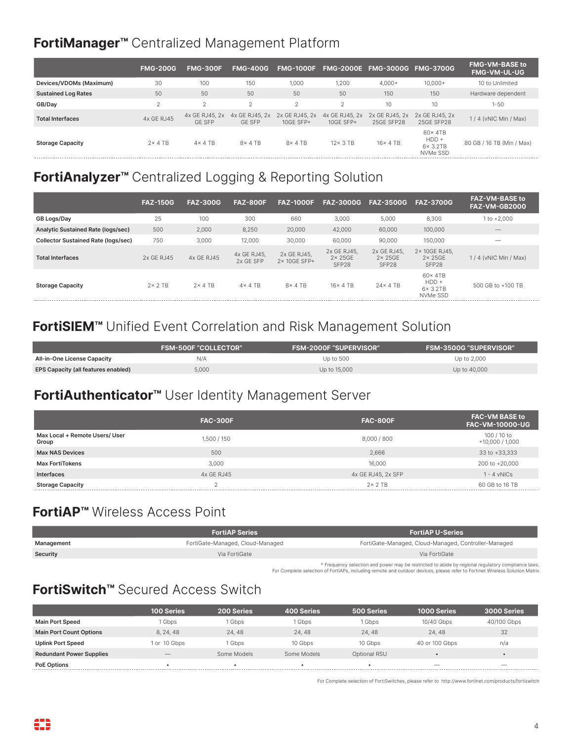## FortiManager™ Centralized Management Platform

| | FMG-200G | FMG-300F | FMG-400G | FMG-1000F | FMG-2000E | FMG-3000G | FMG-3700G | FMG-VM-BASE to FMG-VM-UL-UG |
|---|---|---|---|---|---|---|---|---|
| **Devices/VDOMs (Maximum)** | 30 | 100 | 150 | 1,000 | 1,200 | 4,000+ | 10,000+ | 10 to Unlimited |
| **Sustained Log Rates** | 50 | 50 | 50 | 50 | 50 | 150 | 150 | Hardware dependent |
| **GB/Day** | 2 | 2 | 2 | 2 | 2 | 10 | 10 | 1-50 |
| **Total Interfaces** | 4x GE RJ45 | 4x GE RJ45, 2x GE SFP | 4x GE RJ45, 2x GE SFP | 2x GE RJ45, 2x 10GE SFP+ | 4x GE RJ45, 2x 10GE SFP+ | 2x GE RJ45, 2x 25GE SFP28 | 2x GE RJ45, 2x 25GE SFP28 | 1 / 4 (vNIC Min / Max) |
| **Storage Capacity** | 2× 4 TB | 4× 4 TB | 8× 4 TB | 8× 4 TB | 12× 3 TB | 16× 4 TB | 60× 4TB HDD + 6× 3.2TB NVMe SSD | 80 GB / 16 TB (Min / Max) |

## FortiAnalyzer™ Centralized Logging & Reporting Solution

| | FAZ-150G | FAZ-300G | FAZ-800F | FAZ-1000F | FAZ-3000G | FAZ-3500G | FAZ-3700G | FAZ-VM-BASE to FAZ-VM-GB2000 |
|---|---|---|---|---|---|---|---|---|
| **GB Logs/Day** | 25 | 100 | 300 | 660 | 3,000 | 5,000 | 8,300 | 1 to +2,000 |
| **Analytic Sustained Rate (logs/sec)** | 500 | 2,000 | 8,250 | 20,000 | 42,000 | 60,000 | 100,000 | — |
| **Collector Sustained Rate (logs/sec)** | 750 | 3,000 | 12,000 | 30,000 | 60,000 | 90,000 | 150,000 | — |
| **Total Interfaces** | 2x GE RJ45 | 4x GE RJ45 | 4x GE RJ45, 2x GE SFP | 2x GE RJ45, 2× 10GE SFP+ | 2x GE RJ45, 2× 25GE SFP28 | 2x GE RJ45, 2× 25GE SFP28 | 2× 10GE RJ45, 2× 25GE SFP28 | 1 / 4 (vNIC Min / Max) |
| **Storage Capacity** | 2× 2 TB | 2× 4 TB | 4× 4 TB | 8× 4 TB | 16× 4 TB | 24× 4 TB | 60× 4TB HDD + 6× 3.2TB NVMe SSD | 500 GB to +100 TB |

## FortiSIEM™ Unified Event Correlation and Risk Management Solution

| | FSM-500F "COLLECTOR" | FSM-2000F "SUPERVISOR" | FSM-3500G "SUPERVISOR" |
|---|---|---|---|
| **All-in-One License Capacity** | N/A | Up to 500 | Up to 2,000 |
| **EPS Capacity (all features enabled)** | 5,000 | Up to 15,000 | Up to 40,000 |

## FortiAuthenticator™ User Identity Management Server

| | FAC-300F | FAC-800F | FAC-VM BASE to FAC-VM-10000-UG |
|---|---|---|---|
| **Max Local + Remote Users/ User Group** | 1,500 / 150 | 8,000 / 800 | 100 / 10 to +10,000 / 1,000 |
| **Max NAS Devices** | 500 | 2,666 | 33 to +33,333 |
| **Max FortiTokens** | 3,000 | 16,000 | 200 to +20,000 |
| **Interfaces** | 4x GE RJ45 | 4x GE RJ45, 2x SFP | 1 - 4 vNICs |
| **Storage Capacity** | 2 | 2× 2 TB | 60 GB to 16 TB |

## FortiAP™ Wireless Access Point

| | FortiAP Series | FortiAP U-Series |
|---|---|---|
| **Management** | FortiGate-Managed, Cloud-Managed | FortiGate-Managed, Cloud-Managed, Controller-Managed |
| **Security** | Via FortiGate | Via FortiGate |

\* Frequency selection and power may be restricted to abide by regional regulatory compliance laws.
For Complete selection of FortiAPs, including remote and outdoor devices, please refer to Fortinet Wireless Solution Matrix

## FortiSwitch™ Secured Access Switch

| | 100 Series | 200 Series | 400 Series | 500 Series | 1000 Series | 3000 Series |
|---|---|---|---|---|---|---|
| **Main Port Speed** | 1 Gbps | 1 Gbps | 1 Gbps | 1 Gbps | 10/40 Gbps | 40/100 Gbps |
| **Main Port Count Options** | 8, 24, 48 | 24, 48 | 24, 48 | 24, 48 | 24, 48 | 32 |
| **Uplink Port Speed** | 1 or 10 Gbps | 1 Gbps | 10 Gbps | 10 Gbps | 40 or 100 Gbps | n/a |
| **Redundant Power Supplies** | — | Some Models | Some Models | Optional RSU | • | • |
| **PoE Options** | • | • | • | • | — | — |

For Complete selection of FortiSwitches, please refer to http://www.fortinet.com/products/fortiswitch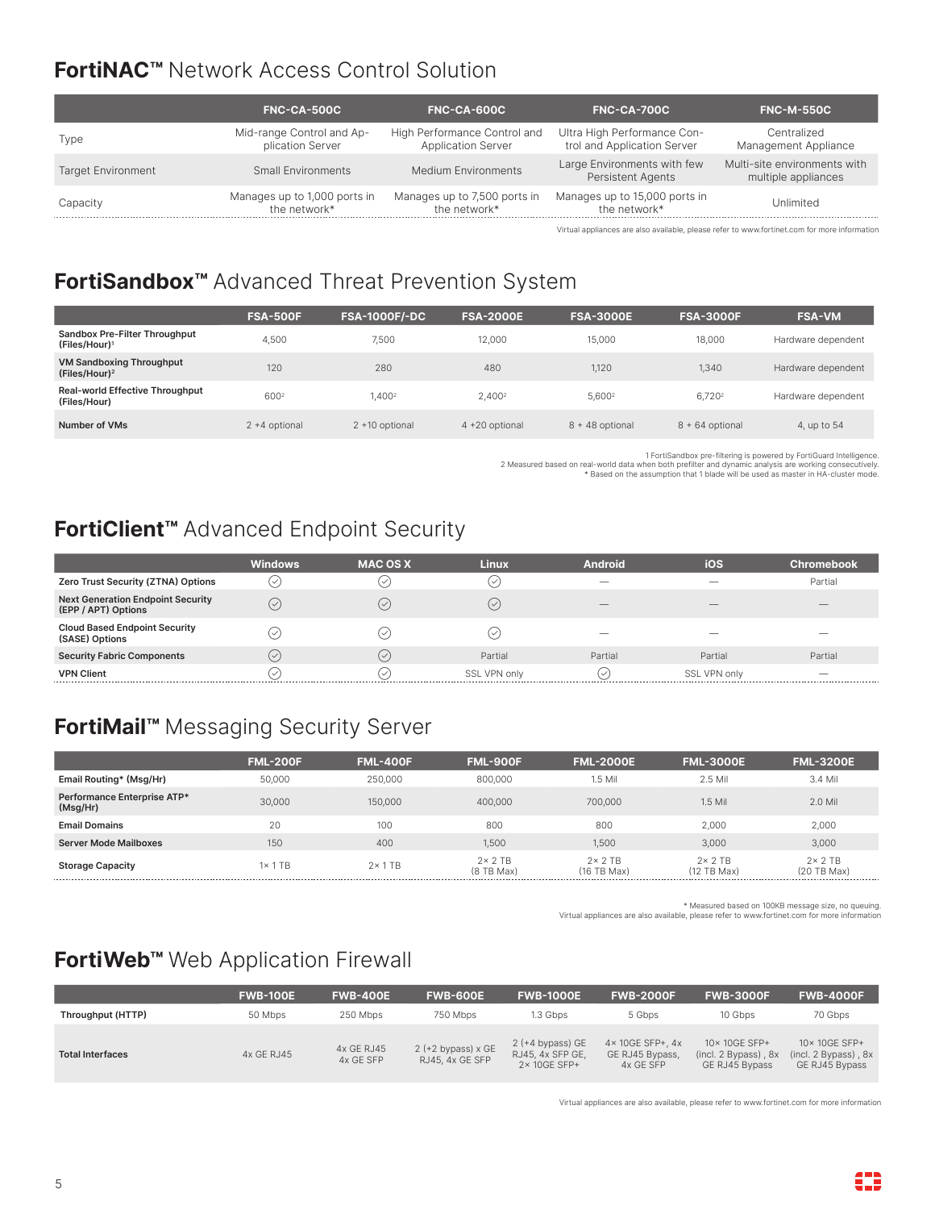## FortiNAC™ Network Access Control Solution

| | FNC-CA-500C | FNC-CA-600C | FNC-CA-700C | FNC-M-550C |
|---|---|---|---|---|
| Type | Mid-range Control and Application Server | High Performance Control and Application Server | Ultra High Performance Control and Application Server | Centralized Management Appliance |
| Target Environment | Small Environments | Medium Environments | Large Environments with few Persistent Agents | Multi-site environments with multiple appliances |
| Capacity | Manages up to 1,000 ports in the network* | Manages up to 7,500 ports in the network* | Manages up to 15,000 ports in the network* | Unlimited |

Virtual appliances are also available, please refer to www.fortinet.com for more information

## FortiSandbox™ Advanced Threat Prevention System

| | FSA-500F | FSA-1000F/-DC | FSA-2000E | FSA-3000E | FSA-3000F | FSA-VM |
|---|---|---|---|---|---|---|
| **Sandbox Pre-Filter Throughput (Files/Hour)**[1] | 4,500 | 7,500 | 12,000 | 15,000 | 18,000 | Hardware dependent |
| **VM Sandboxing Throughput (Files/Hour)**[2] | 120 | 280 | 480 | 1,120 | 1,340 | Hardware dependent |
| **Real-world Effective Throughput (Files/Hour)** | 600[2] | 1,400[2] | 2,400[2] | 5,600[2] | 6,720[2] | Hardware dependent |
| **Number of VMs** | 2 +4 optional | 2 +10 optional | 4 +20 optional | 8 + 48 optional | 8 + 64 optional | 4, up to 54 |

1 FortiSandbox pre-filtering is powered by FortiGuard Intelligence.
2 Measured based on real-world data when both prefilter and dynamic analysis are working consecutively.
* Based on the assumption that 1 blade will be used as master in HA-cluster mode.

## FortiClient™ Advanced Endpoint Security

| | Windows | MAC OS X | Linux | Android | iOS | Chromebook |
|---|---|---|---|---|---|---|
| **Zero Trust Security (ZTNA) Options** | ✓ | ✓ | ✓ | — | — | Partial |
| **Next Generation Endpoint Security (EPP / APT) Options** | ✓ | ✓ | ✓ | — | — | — |
| **Cloud Based Endpoint Security (SASE) Options** | ✓ | ✓ | ✓ | — | — | — |
| **Security Fabric Components** | ✓ | ✓ | Partial | Partial | Partial | Partial |
| **VPN Client** | ✓ | ✓ | SSL VPN only | ✓ | SSL VPN only | — |

## FortiMail™ Messaging Security Server

| | FML-200F | FML-400F | FML-900F | FML-2000E | FML-3000E | FML-3200E |
|---|---|---|---|---|---|---|
| **Email Routing* (Msg/Hr)** | 50,000 | 250,000 | 800,000 | 1.5 Mil | 2.5 Mil | 3.4 Mil |
| **Performance Enterprise ATP* (Msg/Hr)** | 30,000 | 150,000 | 400,000 | 700,000 | 1.5 Mil | 2.0 Mil |
| **Email Domains** | 20 | 100 | 800 | 800 | 2,000 | 2,000 |
| **Server Mode Mailboxes** | 150 | 400 | 1,500 | 1,500 | 3,000 | 3,000 |
| **Storage Capacity** | 1× 1 TB | 2× 1 TB | 2× 2 TB (8 TB Max) | 2× 2 TB (16 TB Max) | 2× 2 TB (12 TB Max) | 2× 2 TB (20 TB Max) |

* Measured based on 100KB message size, no queuing.
Virtual appliances are also available, please refer to www.fortinet.com for more information

## FortiWeb™ Web Application Firewall

| | FWB-100E | FWB-400E | FWB-600E | FWB-1000E | FWB-2000F | FWB-3000F | FWB-4000F |
|---|---|---|---|---|---|---|---|
| **Throughput (HTTP)** | 50 Mbps | 250 Mbps | 750 Mbps | 1.3 Gbps | 5 Gbps | 10 Gbps | 70 Gbps |
| **Total Interfaces** | 4x GE RJ45 | 4x GE RJ45 4x GE SFP | 2 (+2 bypass) x GE RJ45, 4x GE SFP | 2 (+4 bypass) GE RJ45, 4x SFP GE, 2× 10GE SFP+ | 4× 10GE SFP+, 4x GE RJ45 Bypass, 4x GE SFP | 10× 10GE SFP+ (incl. 2 Bypass) , 8x GE RJ45 Bypass | 10× 10GE SFP+ (incl. 2 Bypass) , 8x GE RJ45 Bypass |

Virtual appliances are also available, please refer to www.fortinet.com for more information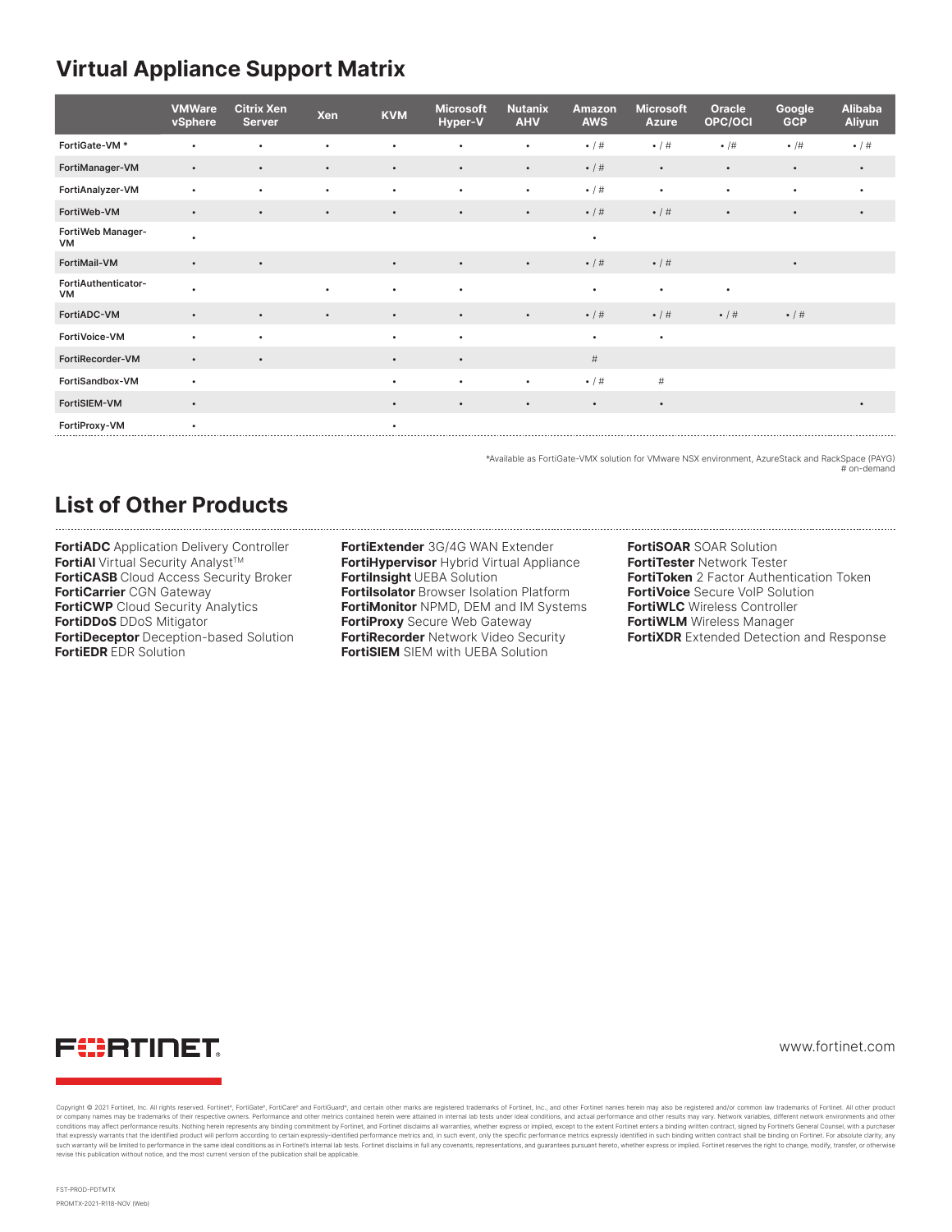## Virtual Appliance Support Matrix

| | VMWare vSphere | Citrix Xen Server | Xen | KVM | Microsoft Hyper-V | Nutanix AHV | Amazon AWS | Microsoft Azure | Oracle OPC/OCI | Google GCP | Alibaba Aliyun |
|---|---|---|---|---|---|---|---|---|---|---|---|
| FortiGate-VM * | • | • | • | • | • | • | • / # | • / # | • /# | • /# | • / # |
| FortiManager-VM | • | • | • | • | • | • | • / # | • | • | • | • |
| FortiAnalyzer-VM | • | • | • | • | • | • | • / # | • | • | • | • |
| FortiWeb-VM | • | • | • | • | • | • | • / # | • / # | • | • | • |
| FortiWeb Manager-VM | • | | | | | | • | | | | |
| FortiMail-VM | • | • | | • | • | • | • / # | • / # | | • | |
| FortiAuthenticator-VM | • | | • | • | • | | • | • | • | | |
| FortiADC-VM | • | • | • | • | • | • | • / # | • / # | • / # | • / # | |
| FortiVoice-VM | • | • | | • | • | | • | • | | | |
| FortiRecorder-VM | • | • | | • | • | | # | | | | |
| FortiSandbox-VM | • | | | • | • | • | • / # | # | | | |
| FortiSIEM-VM | • | | | • | • | • | • | • | | | • |
| FortiProxy-VM | • | | | • | | | | | | | |

*Available as FortiGate-VMX solution for VMware NSX environment, AzureStack and RackSpace (PAYG)
# on-demand

## List of Other Products

**FortiADC** Application Delivery Controller
**FortiAI** Virtual Security Analyst™
**FortiCASB** Cloud Access Security Broker
**FortiCarrier** CGN Gateway
**FortiCWP** Cloud Security Analytics
**FortiDDoS** DDoS Mitigator
**FortiDeceptor** Deception-based Solution
**FortiEDR** EDR Solution
**FortiExtender** 3G/4G WAN Extender
**FortiHypervisor** Hybrid Virtual Appliance
**FortiInsight** UEBA Solution
**FortiIsolator** Browser Isolation Platform
**FortiMonitor** NPMD, DEM and IM Systems
**FortiProxy** Secure Web Gateway
**FortiRecorder** Network Video Security
**FortiSIEM** SIEM with UEBA Solution
**FortiSOAR** SOAR Solution
**FortiTester** Network Tester
**FortiToken** 2 Factor Authentication Token
**FortiVoice** Secure VoIP Solution
**FortiWLC** Wireless Controller
**FortiWLM** Wireless Manager
**FortiXDR** Extended Detection and Response

FORTINET

www.fortinet.com

Copyright © 2021 Fortinet, Inc. All rights reserved. Fortinet®, FortiGate®, FortiCare® and FortiGuard®, and certain other marks are registered trademarks of Fortinet, Inc., and other Fortinet names herein may also be registered and/or common law trademarks of Fortinet. All other product or company names may be trademarks of their respective owners. Performance and other metrics contained herein were attained in internal lab tests under ideal conditions, and actual performance and other results may vary. Network variables, different network environments and other conditions may affect performance results. Nothing herein represents any binding commitment by Fortinet, and Fortinet disclaims all warranties, whether express or implied, except to the extent Fortinet enters a binding written contract, signed by Fortinet's General Counsel, with a purchaser that expressly warrants that the identified product will perform according to certain expressly-identified performance metrics and, in such event, only the specific performance metrics expressly identified in such binding written contract shall be binding on Fortinet. For absolute clarity, any such warranty will be limited to performance in the same ideal conditions as in Fortinet's internal lab tests. Fortinet disclaims in full any covenants, representations, and guarantees pursuant hereto, whether express or implied. Fortinet reserves the right to change, modify, transfer, or otherwise revise this publication without notice, and the most current version of the publication shall be applicable.

FST-PROD-PDTMTX
PROMTX-2021-R118-NOV (Web)